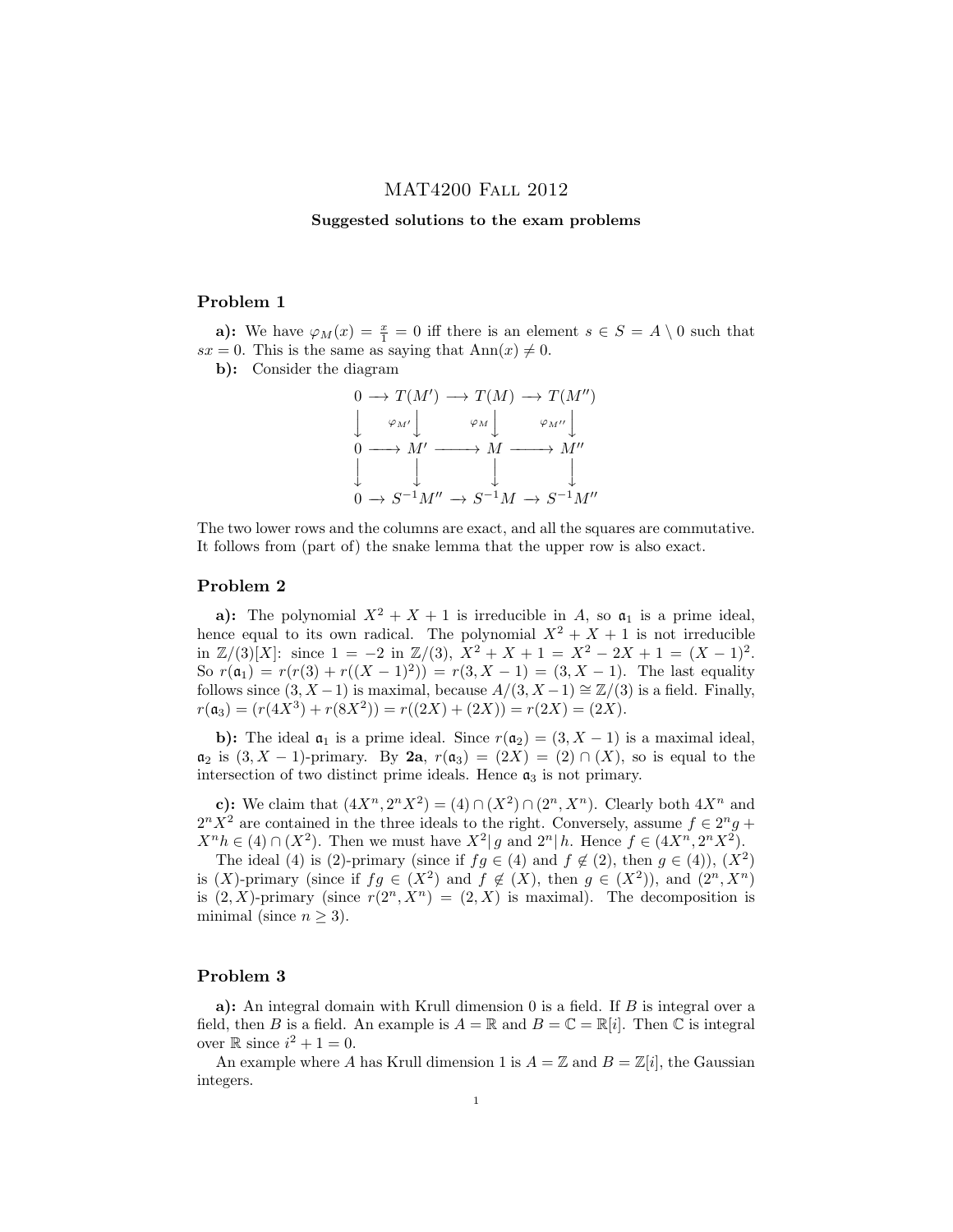# MAT4200 Fall 2012

**Suggested solutions to the exam problems**

## Problem 1

**a):** We have $\varphi_M(x) = \frac{x}{1} = 0$ iff there is an element $s \in S = A \setminus 0$ such that $sx = 0$. This is the same as saying that $\mathrm{Ann}(x) \neq 0$.

**b):** Consider the diagram

$$\begin{array}{ccccccc}
0 & \longrightarrow & T(M') & \longrightarrow & T(M) & \longrightarrow & T(M'') \\
\downarrow & & \downarrow \varphi_{M'} & & \downarrow \varphi_M & & \downarrow \varphi_{M''} \\
0 & \longrightarrow & M' & \longrightarrow & M & \longrightarrow & M'' \\
\downarrow & & \downarrow & & \downarrow & & \downarrow \\
0 & \longrightarrow & S^{-1}M'' & \longrightarrow & S^{-1}M & \longrightarrow & S^{-1}M''
\end{array}$$

The two lower rows and the columns are exact, and all the squares are commutative. It follows from (part of) the snake lemma that the upper row is also exact.

## Problem 2

**a):** The polynomial $X^2 + X + 1$ is irreducible in $A$, so $\mathfrak{a}_1$ is a prime ideal, hence equal to its own radical. The polynomial $X^2 + X + 1$ is not irreducible in $\mathbb{Z}/(3)[X]$: since $1 = -2$ in $\mathbb{Z}/(3)$, $X^2 + X + 1 = X^2 - 2X + 1 = (X-1)^2$. So $r(\mathfrak{a}_1) = r(r(3) + r((X-1)^2)) = r(3, X-1) = (3, X-1)$. The last equality follows since $(3, X-1)$ is maximal, because $A/(3, X-1) \cong \mathbb{Z}/(3)$ is a field. Finally, $r(\mathfrak{a}_3) = (r(4X^3) + r(8X^2)) = r((2X) + (2X)) = r(2X) = (2X)$.

**b):** The ideal $\mathfrak{a}_1$ is a prime ideal. Since $r(\mathfrak{a}_2) = (3, X-1)$ is a maximal ideal, $\mathfrak{a}_2$ is $(3, X-1)$-primary. By **2a**, $r(\mathfrak{a}_3) = (2X) = (2) \cap (X)$, so is equal to the intersection of two distinct prime ideals. Hence $\mathfrak{a}_3$ is not primary.

**c):** We claim that $(4X^n, 2^n X^2) = (4) \cap (X^2) \cap (2^n, X^n)$. Clearly both $4X^n$ and $2^n X^2$ are contained in the three ideals to the right. Conversely, assume $f \in 2^n g + X^n h \in (4) \cap (X^2)$. Then we must have $X^2 | g$ and $2^n | h$. Hence $f \in (4X^n, 2^n X^2)$.

The ideal $(4)$ is $(2)$-primary (since if $fg \in (4)$ and $f \notin (2)$, then $g \in (4)$), $(X^2)$ is $(X)$-primary (since if $fg \in (X^2)$ and $f \notin (X)$, then $g \in (X^2)$), and $(2^n, X^n)$ is $(2, X)$-primary (since $r(2^n, X^n) = (2, X)$ is maximal). The decomposition is minimal (since $n \geq 3$).

## Problem 3

**a):** An integral domain with Krull dimension 0 is a field. If $B$ is integral over a field, then $B$ is a field. An example is $A = \mathbb{R}$ and $B = \mathbb{C} = \mathbb{R}[i]$. Then $\mathbb{C}$ is integral over $\mathbb{R}$ since $i^2 + 1 = 0$.

An example where $A$ has Krull dimension 1 is $A = \mathbb{Z}$ and $B = \mathbb{Z}[i]$, the Gaussian integers.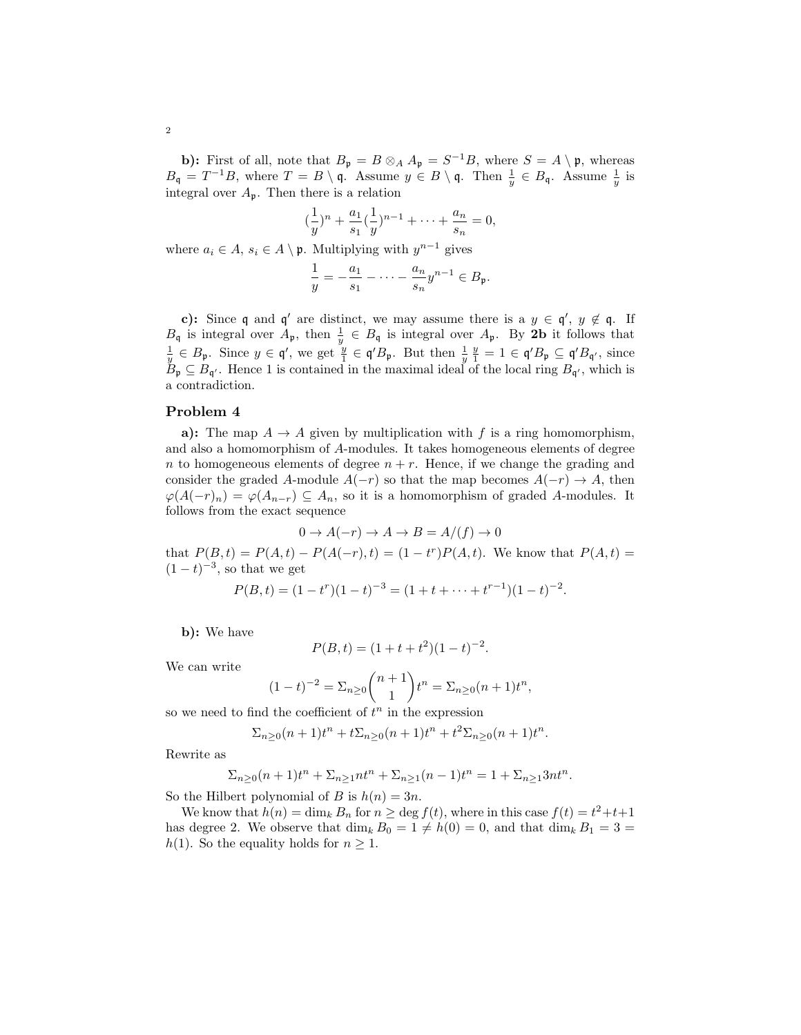**b):** First of all, note that $B_\mathfrak{p} = B \otimes_A A_\mathfrak{p} = S^{-1}B$, where $S = A \setminus \mathfrak{p}$, whereas $B_\mathfrak{q} = T^{-1}B$, where $T = B \setminus \mathfrak{q}$. Assume $y \in B \setminus \mathfrak{q}$. Then $\frac{1}{y} \in B_\mathfrak{q}$. Assume $\frac{1}{y}$ is integral over $A_\mathfrak{p}$. Then there is a relation

$$(\frac{1}{y})^n + \frac{a_1}{s_1}(\frac{1}{y})^{n-1} + \cdots + \frac{a_n}{s_n} = 0,$$

where $a_i \in A$, $s_i \in A \setminus \mathfrak{p}$. Multiplying with $y^{n-1}$ gives

$$\frac{1}{y} = -\frac{a_1}{s_1} - \cdots - \frac{a_n}{s_n} y^{n-1} \in B_\mathfrak{p}.$$

**c):** Since $\mathfrak{q}$ and $\mathfrak{q}'$ are distinct, we may assume there is a $y \in \mathfrak{q}'$, $y \notin \mathfrak{q}$. If $B_\mathfrak{q}$ is integral over $A_\mathfrak{p}$, then $\frac{1}{y} \in B_\mathfrak{q}$ is integral over $A_\mathfrak{p}$. By **2b** it follows that $\frac{1}{y} \in B_\mathfrak{p}$. Since $y \in \mathfrak{q}'$, we get $\frac{y}{1} \in \mathfrak{q}' B_\mathfrak{p}$. But then $\frac{1}{y}\frac{y}{1} = 1 \in \mathfrak{q}' B_\mathfrak{p} \subseteq \mathfrak{q}' B_{\mathfrak{q}'}$, since $B_\mathfrak{p} \subseteq B_{\mathfrak{q}'}$. Hence 1 is contained in the maximal ideal of the local ring $B_{\mathfrak{q}'}$, which is a contradiction.

## Problem 4

**a):** The map $A \to A$ given by multiplication with $f$ is a ring homomorphism, and also a homomorphism of $A$-modules. It takes homogeneous elements of degree $n$ to homogeneous elements of degree $n + r$. Hence, if we change the grading and consider the graded $A$-module $A(-r)$ so that the map becomes $A(-r) \to A$, then $\varphi(A(-r)_n) = \varphi(A_{n-r}) \subseteq A_n$, so it is a homomorphism of graded $A$-modules. It follows from the exact sequence

$$0 \to A(-r) \to A \to B = A/(f) \to 0$$

that $P(B,t) = P(A,t) - P(A(-r),t) = (1 - t^r)P(A,t)$. We know that $P(A,t) = (1-t)^{-3}$, so that we get

$$P(B,t) = (1 - t^r)(1-t)^{-3} = (1 + t + \cdots + t^{r-1})(1-t)^{-2}.$$

**b):** We have

$$P(B,t) = (1 + t + t^2)(1-t)^{-2}.$$

We can write

$$(1-t)^{-2} = \Sigma_{n \geq 0} \binom{n+1}{1} t^n = \Sigma_{n \geq 0}(n+1)t^n,$$

so we need to find the coefficient of $t^n$ in the expression

$$\Sigma_{n \geq 0}(n+1)t^n + t\Sigma_{n \geq 0}(n+1)t^n + t^2\Sigma_{n \geq 0}(n+1)t^n.$$

Rewrite as

$$\Sigma_{n \geq 0}(n+1)t^n + \Sigma_{n \geq 1} n t^n + \Sigma_{n \geq 1}(n-1)t^n = 1 + \Sigma_{n \geq 1} 3nt^n.$$

So the Hilbert polynomial of $B$ is $h(n) = 3n$.

We know that $h(n) = \dim_k B_n$ for $n \geq \deg f(t)$, where in this case $f(t) = t^2 + t + 1$ has degree 2. We observe that $\dim_k B_0 = 1 \neq h(0) = 0$, and that $\dim_k B_1 = 3 = h(1)$. So the equality holds for $n \geq 1$.